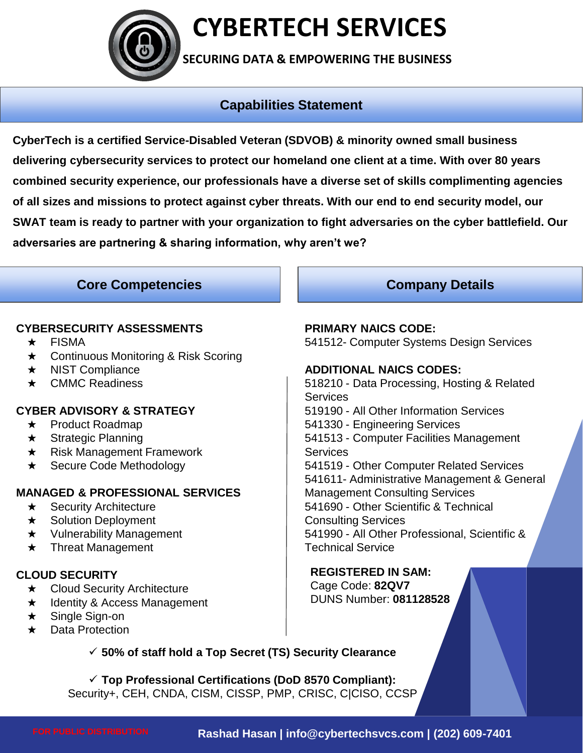# CYBERTECH SERVICES

**SECURING DATA & EMPOWERING THE BUSINESS**

## Capabilities Statement

**CyberTech is a certified Service-Disabled Veteran (SDVOB) & minority owned small business delivering cybersecurity services to protect our homeland one client at a time. With over 80 years combined security experience, our professionals have a diverse set of skills complimenting agencies of all sizes and missions to protect against cyber threats. With our end to end security model, our SWAT team is ready to partner with your organization to fight adversaries on the cyber battlefield. Our adversaries are partnering & sharing information, why aren't we?**

## Core Competencies

**CYBERSECURITY ASSESSMENTS**

- ★ FISMA
- ★ Continuous Monitoring & Risk Scoring
- ★ NIST Compliance
- ★ CMMC Readiness

**CYBER ADVISORY & STRATEGY**

- ★ Product Roadmap
- ★ Strategic Planning
- ★ Risk Management Framework
- ★ Secure Code Methodology

**MANAGED & PROFESSIONAL SERVICES**

- ★ Security Architecture
- ★ Solution Deployment
- ★ Vulnerability Management
- ★ Threat Management

**CLOUD SECURITY**

- ★ Cloud Security Architecture
- ★ Identity & Access Management
- ★ Single Sign-on
- ★ Data Protection

## Company Details

**PRIMARY NAICS CODE:**
541512- Computer Systems Design Services

**ADDITIONAL NAICS CODES:**
518210 - Data Processing, Hosting & Related Services
519190 - All Other Information Services
541330 - Engineering Services
541513 - Computer Facilities Management Services
541519 - Other Computer Related Services
541611- Administrative Management & General Management Consulting Services
541690 - Other Scientific & Technical Consulting Services
541990 - All Other Professional, Scientific & Technical Service

**REGISTERED IN SAM:**
Cage Code: **82QV7**
DUNS Number: **081128528**

✓ **50% of staff hold a Top Secret (TS) Security Clearance**

✓ **Top Professional Certifications (DoD 8570 Compliant):**
Security+, CEH, CNDA, CISM, CISSP, PMP, CRISC, C|CISO, CCSP

FOR PUBLIC DISTRIBUTION

**Rashad Hasan | info@cybertechsvcs.com | (202) 609-7401**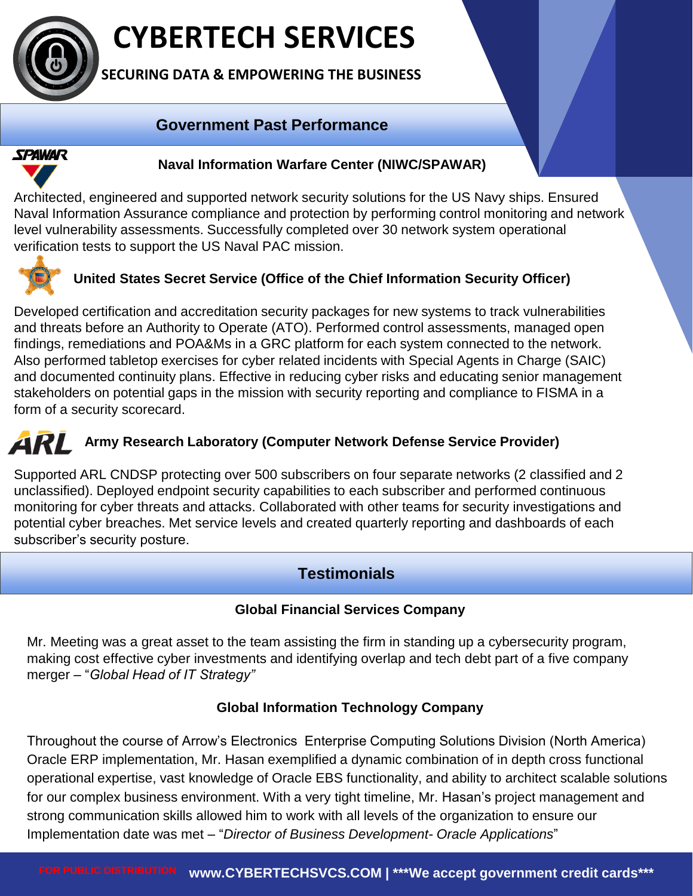# CYBERTECH SERVICES

**SECURING DATA & EMPOWERING THE BUSINESS**

## Government Past Performance

### Naval Information Warfare Center (NIWC/SPAWAR)

Architected, engineered and supported network security solutions for the US Navy ships. Ensured Naval Information Assurance compliance and protection by performing control monitoring and network level vulnerability assessments. Successfully completed over 30 network system operational verification tests to support the US Naval PAC mission.

### United States Secret Service (Office of the Chief Information Security Officer)

Developed certification and accreditation security packages for new systems to track vulnerabilities and threats before an Authority to Operate (ATO). Performed control assessments, managed open findings, remediations and POA&Ms in a GRC platform for each system connected to the network. Also performed tabletop exercises for cyber related incidents with Special Agents in Charge (SAIC) and documented continuity plans. Effective in reducing cyber risks and educating senior management stakeholders on potential gaps in the mission with security reporting and compliance to FISMA in a form of a security scorecard.

### Army Research Laboratory (Computer Network Defense Service Provider)

Supported ARL CNDSP protecting over 500 subscribers on four separate networks (2 classified and 2 unclassified). Deployed endpoint security capabilities to each subscriber and performed continuous monitoring for cyber threats and attacks. Collaborated with other teams for security investigations and potential cyber breaches. Met service levels and created quarterly reporting and dashboards of each subscriber's security posture.

## Testimonials

### Global Financial Services Company

Mr. Meeting was a great asset to the team assisting the firm in standing up a cybersecurity program, making cost effective cyber investments and identifying overlap and tech debt part of a five company merger – "*Global Head of IT Strategy"*

### Global Information Technology Company

Throughout the course of Arrow's Electronics Enterprise Computing Solutions Division (North America) Oracle ERP implementation, Mr. Hasan exemplified a dynamic combination of in depth cross functional operational expertise, vast knowledge of Oracle EBS functionality, and ability to architect scalable solutions for our complex business environment. With a very tight timeline, Mr. Hasan's project management and strong communication skills allowed him to work with all levels of the organization to ensure our Implementation date was met – "*Director of Business Development- Oracle Applications*"

FOR PUBLIC DISTRIBUTION **www.CYBERTECHSVCS.COM | \*\*\*We accept government credit cards\*\*\***